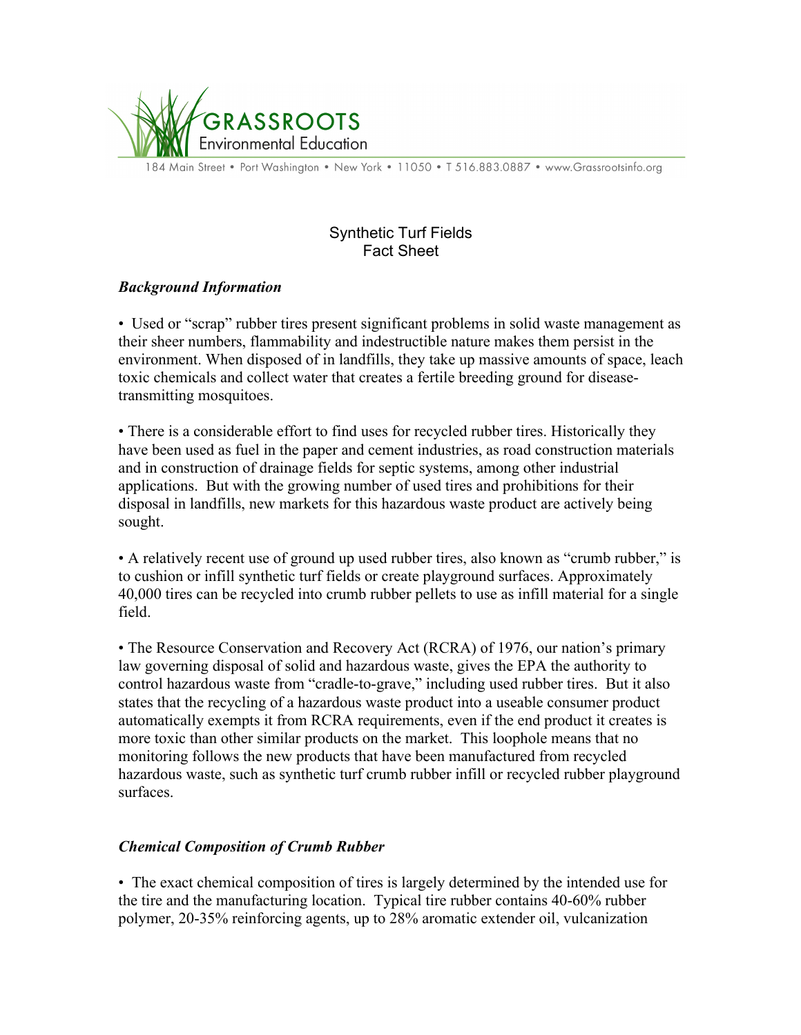GRASSROOTS
Environmental Education

184 Main Street • Port Washington • New York • 11050 • T 516.883.0887 • www.Grassrootsinfo.org

# Synthetic Turf Fields
# Fact Sheet

### *Background Information*

• Used or "scrap" rubber tires present significant problems in solid waste management as their sheer numbers, flammability and indestructible nature makes them persist in the environment. When disposed of in landfills, they take up massive amounts of space, leach toxic chemicals and collect water that creates a fertile breeding ground for disease-transmitting mosquitoes.

• There is a considerable effort to find uses for recycled rubber tires. Historically they have been used as fuel in the paper and cement industries, as road construction materials and in construction of drainage fields for septic systems, among other industrial applications. But with the growing number of used tires and prohibitions for their disposal in landfills, new markets for this hazardous waste product are actively being sought.

• A relatively recent use of ground up used rubber tires, also known as "crumb rubber," is to cushion or infill synthetic turf fields or create playground surfaces. Approximately 40,000 tires can be recycled into crumb rubber pellets to use as infill material for a single field.

• The Resource Conservation and Recovery Act (RCRA) of 1976, our nation's primary law governing disposal of solid and hazardous waste, gives the EPA the authority to control hazardous waste from "cradle-to-grave," including used rubber tires. But it also states that the recycling of a hazardous waste product into a useable consumer product automatically exempts it from RCRA requirements, even if the end product it creates is more toxic than other similar products on the market. This loophole means that no monitoring follows the new products that have been manufactured from recycled hazardous waste, such as synthetic turf crumb rubber infill or recycled rubber playground surfaces.

### *Chemical Composition of Crumb Rubber*

• The exact chemical composition of tires is largely determined by the intended use for the tire and the manufacturing location. Typical tire rubber contains 40-60% rubber polymer, 20-35% reinforcing agents, up to 28% aromatic extender oil, vulcanization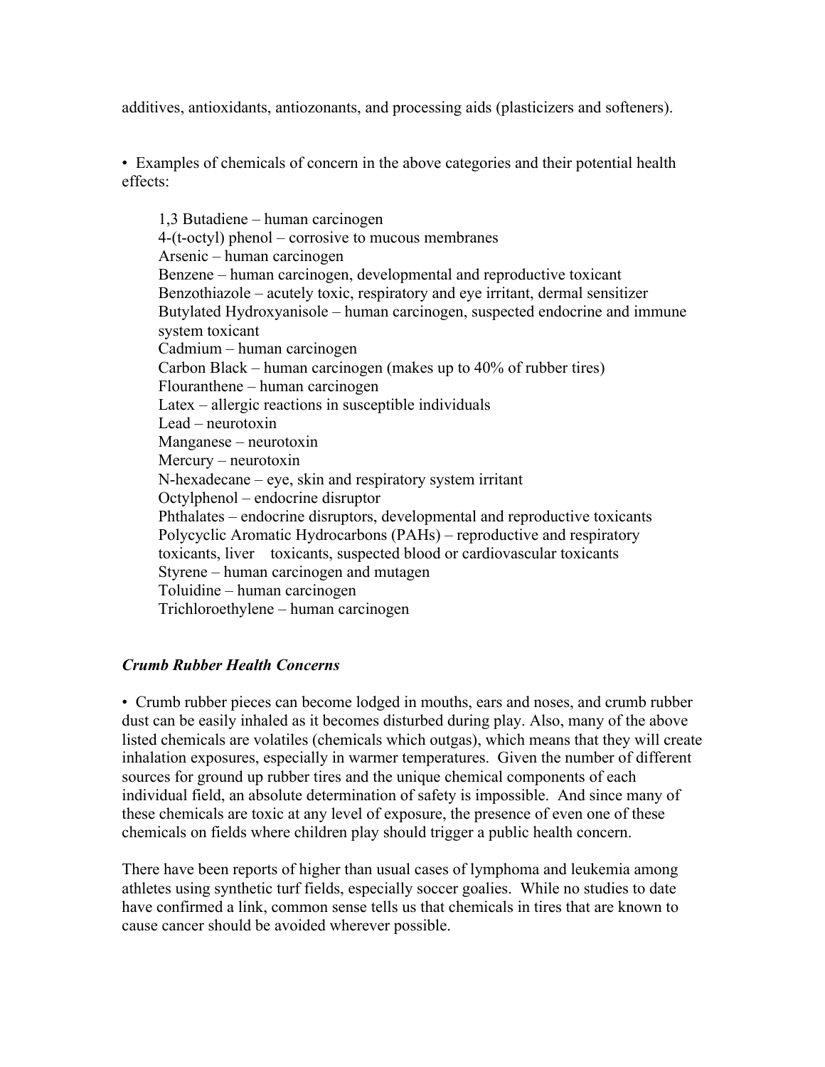additives, antioxidants, antiozonants, and processing aids (plasticizers and softeners).

- Examples of chemicals of concern in the above categories and their potential health effects:

  1,3 Butadiene – human carcinogen
  4-(t-octyl) phenol – corrosive to mucous membranes
  Arsenic – human carcinogen
  Benzene – human carcinogen, developmental and reproductive toxicant
  Benzothiazole – acutely toxic, respiratory and eye irritant, dermal sensitizer
  Butylated Hydroxyanisole – human carcinogen, suspected endocrine and immune system toxicant
  Cadmium – human carcinogen
  Carbon Black – human carcinogen (makes up to 40% of rubber tires)
  Flouranthene – human carcinogen
  Latex – allergic reactions in susceptible individuals
  Lead – neurotoxin
  Manganese – neurotoxin
  Mercury – neurotoxin
  N-hexadecane – eye, skin and respiratory system irritant
  Octylphenol – endocrine disruptor
  Phthalates – endocrine disruptors, developmental and reproductive toxicants
  Polycyclic Aromatic Hydrocarbons (PAHs) – reproductive and respiratory toxicants, liver toxicants, suspected blood or cardiovascular toxicants
  Styrene – human carcinogen and mutagen
  Toluidine – human carcinogen
  Trichloroethylene – human carcinogen

### *Crumb Rubber Health Concerns*

- Crumb rubber pieces can become lodged in mouths, ears and noses, and crumb rubber dust can be easily inhaled as it becomes disturbed during play. Also, many of the above listed chemicals are volatiles (chemicals which outgas), which means that they will create inhalation exposures, especially in warmer temperatures. Given the number of different sources for ground up rubber tires and the unique chemical components of each individual field, an absolute determination of safety is impossible. And since many of these chemicals are toxic at any level of exposure, the presence of even one of these chemicals on fields where children play should trigger a public health concern.

There have been reports of higher than usual cases of lymphoma and leukemia among athletes using synthetic turf fields, especially soccer goalies. While no studies to date have confirmed a link, common sense tells us that chemicals in tires that are known to cause cancer should be avoided wherever possible.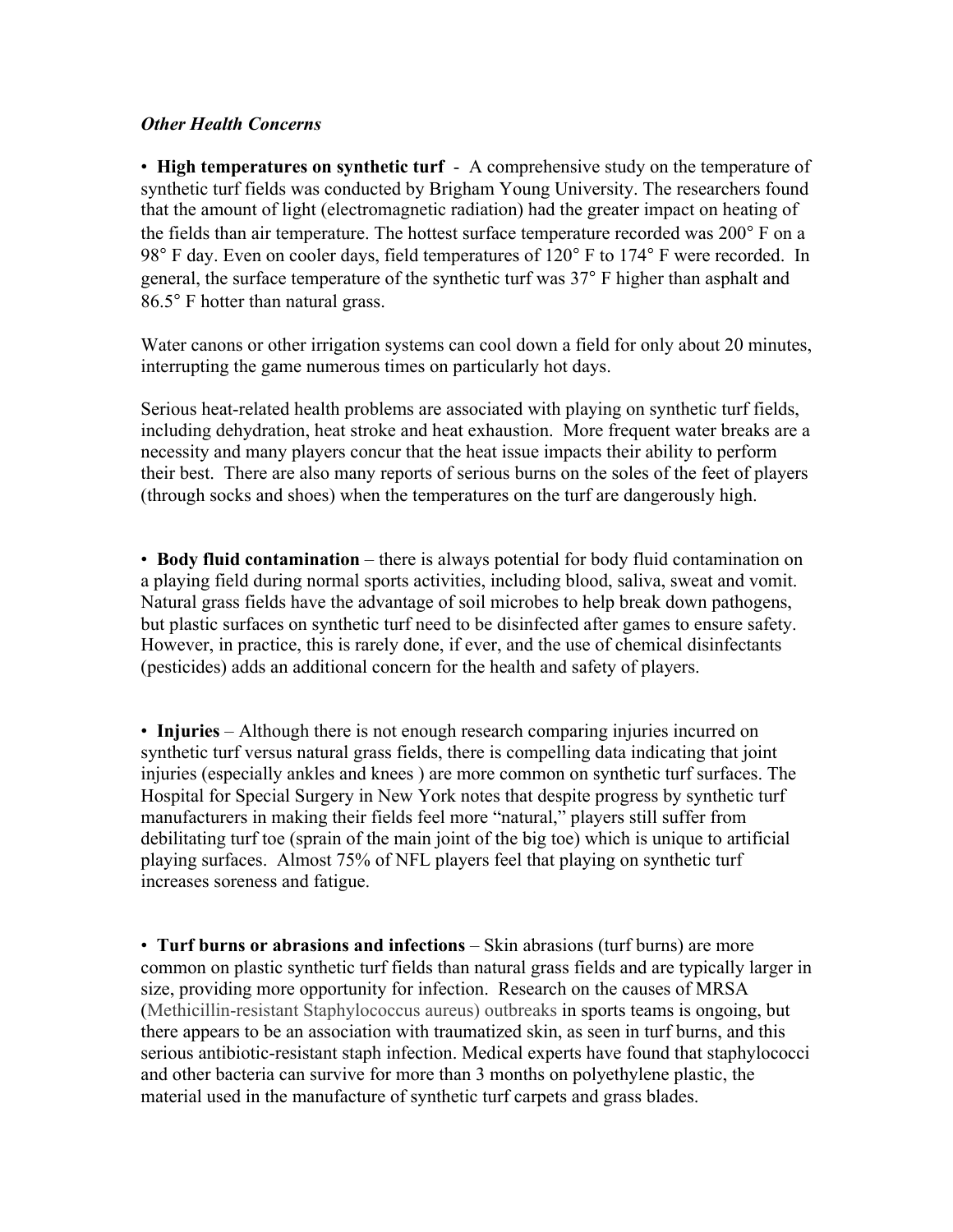### *Other Health Concerns*

- **High temperatures on synthetic turf** - A comprehensive study on the temperature of synthetic turf fields was conducted by Brigham Young University. The researchers found that the amount of light (electromagnetic radiation) had the greater impact on heating of the fields than air temperature. The hottest surface temperature recorded was 200° F on a 98° F day. Even on cooler days, field temperatures of 120° F to 174° F were recorded. In general, the surface temperature of the synthetic turf was 37° F higher than asphalt and 86.5° F hotter than natural grass.

Water canons or other irrigation systems can cool down a field for only about 20 minutes, interrupting the game numerous times on particularly hot days.

Serious heat-related health problems are associated with playing on synthetic turf fields, including dehydration, heat stroke and heat exhaustion. More frequent water breaks are a necessity and many players concur that the heat issue impacts their ability to perform their best. There are also many reports of serious burns on the soles of the feet of players (through socks and shoes) when the temperatures on the turf are dangerously high.

- **Body fluid contamination** – there is always potential for body fluid contamination on a playing field during normal sports activities, including blood, saliva, sweat and vomit. Natural grass fields have the advantage of soil microbes to help break down pathogens, but plastic surfaces on synthetic turf need to be disinfected after games to ensure safety. However, in practice, this is rarely done, if ever, and the use of chemical disinfectants (pesticides) adds an additional concern for the health and safety of players.

- **Injuries** – Although there is not enough research comparing injuries incurred on synthetic turf versus natural grass fields, there is compelling data indicating that joint injuries (especially ankles and knees ) are more common on synthetic turf surfaces. The Hospital for Special Surgery in New York notes that despite progress by synthetic turf manufacturers in making their fields feel more "natural," players still suffer from debilitating turf toe (sprain of the main joint of the big toe) which is unique to artificial playing surfaces. Almost 75% of NFL players feel that playing on synthetic turf increases soreness and fatigue.

- **Turf burns or abrasions and infections** – Skin abrasions (turf burns) are more common on plastic synthetic turf fields than natural grass fields and are typically larger in size, providing more opportunity for infection. Research on the causes of MRSA (Methicillin-resistant Staphylococcus aureus) outbreaks in sports teams is ongoing, but there appears to be an association with traumatized skin, as seen in turf burns, and this serious antibiotic-resistant staph infection. Medical experts have found that staphylococci and other bacteria can survive for more than 3 months on polyethylene plastic, the material used in the manufacture of synthetic turf carpets and grass blades.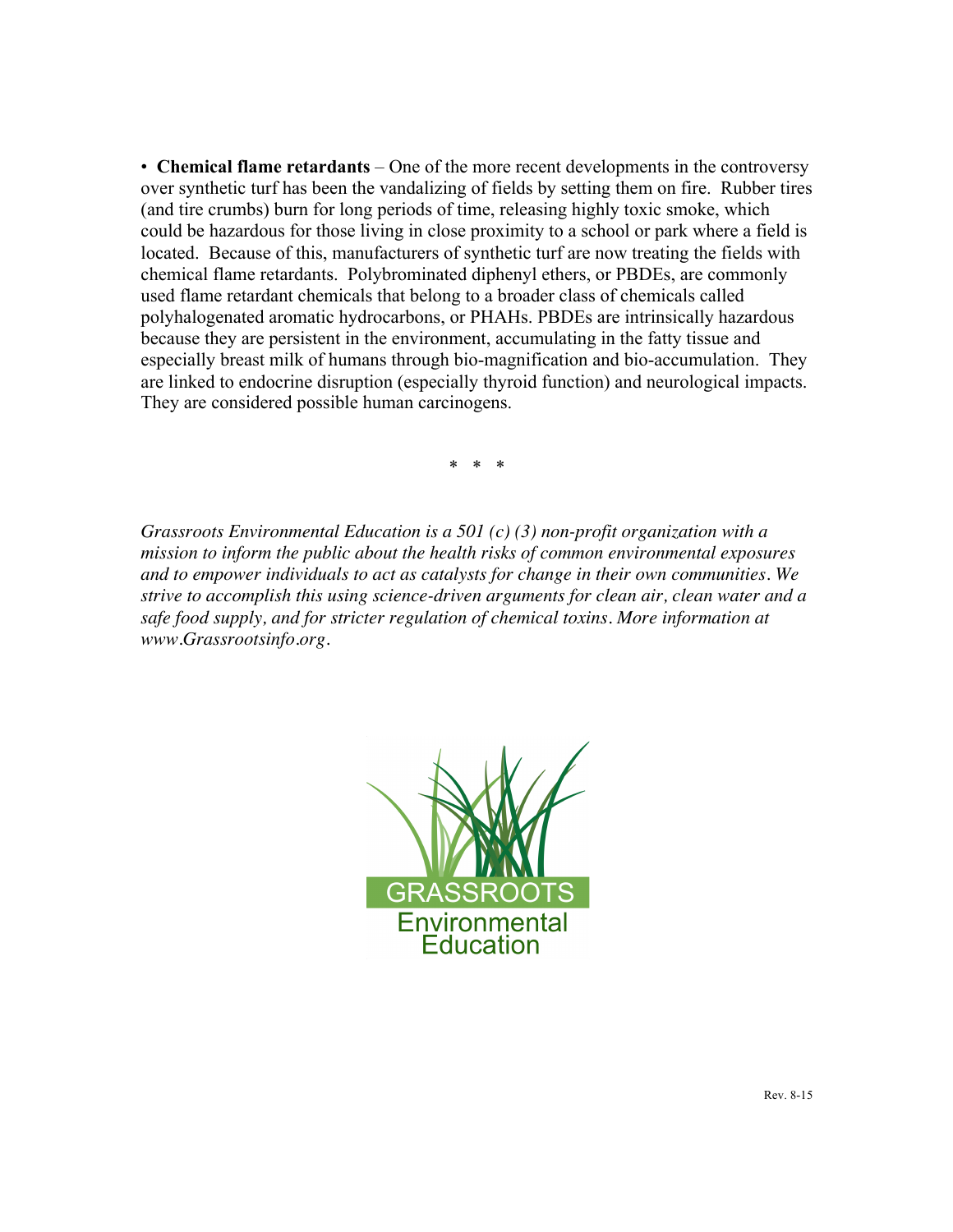• **Chemical flame retardants** – One of the more recent developments in the controversy over synthetic turf has been the vandalizing of fields by setting them on fire. Rubber tires (and tire crumbs) burn for long periods of time, releasing highly toxic smoke, which could be hazardous for those living in close proximity to a school or park where a field is located. Because of this, manufacturers of synthetic turf are now treating the fields with chemical flame retardants. Polybrominated diphenyl ethers, or PBDEs, are commonly used flame retardant chemicals that belong to a broader class of chemicals called polyhalogenated aromatic hydrocarbons, or PHAHs. PBDEs are intrinsically hazardous because they are persistent in the environment, accumulating in the fatty tissue and especially breast milk of humans through bio-magnification and bio-accumulation. They are linked to endocrine disruption (especially thyroid function) and neurological impacts. They are considered possible human carcinogens.

\* \* \*

*Grassroots Environmental Education is a 501 (c) (3) non-profit organization with a mission to inform the public about the health risks of common environmental exposures and to empower individuals to act as catalysts for change in their own communities. We strive to accomplish this using science-driven arguments for clean air, clean water and a safe food supply, and for stricter regulation of chemical toxins. More information at www.Grassrootsinfo.org.*

GRASSROOTS
Environmental
Education

Rev. 8-15